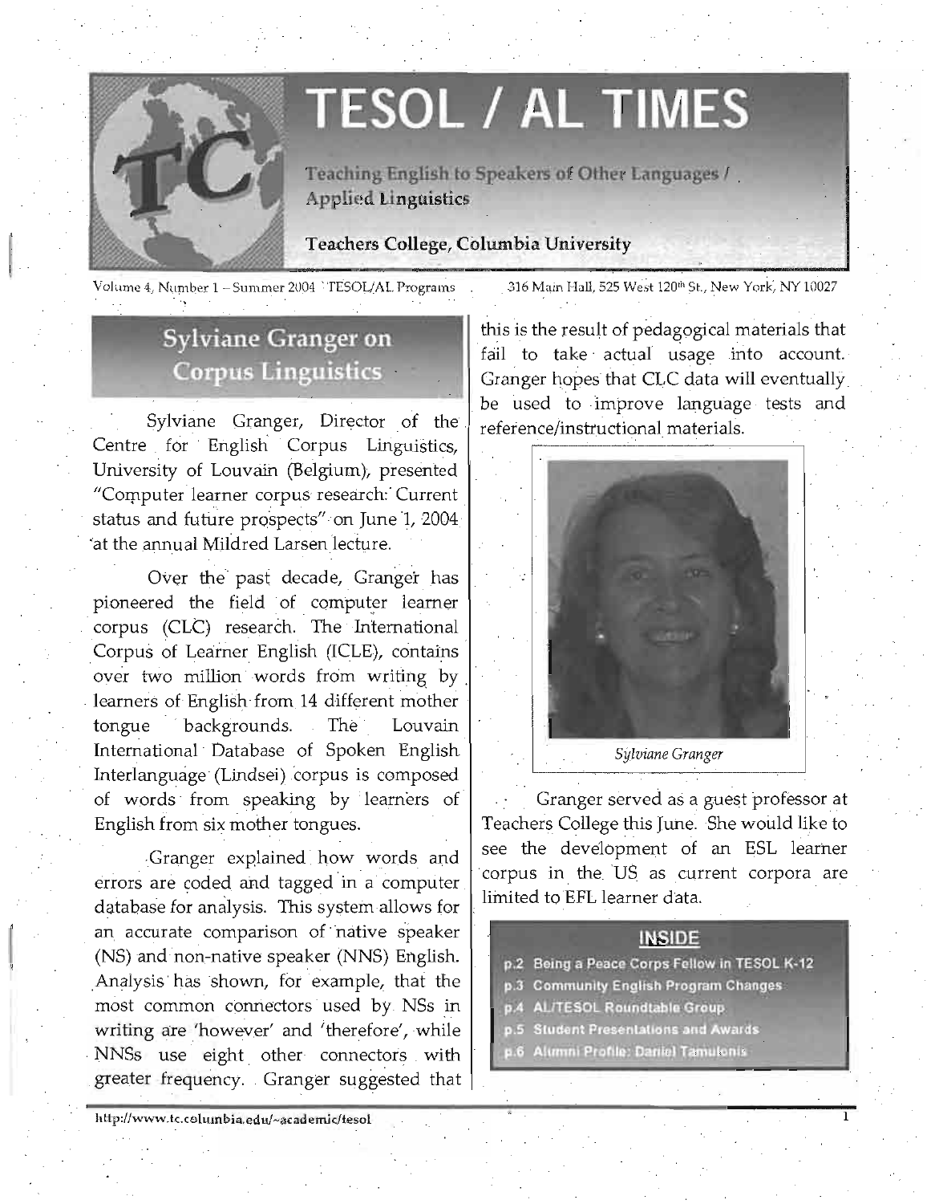# TESOL / AL TIMES

Teaching English to Speakers of Other Languages / Applied Linguistics

**Teachers College, Columbia University**

Volume 4, Number 1 – Summer 2004 TESOL/AL Programs 316 Main Hall, 525 West 120th St., New York, NY 10027

## Sylviane Granger on Corpus Linguistics

Sylviane Granger, Director of the Centre for English Corpus Linguistics, University of Louvain (Belgium), presented "Computer learner corpus research: Current status and future prospects" on June 1, 2004 at the annual Mildred Larsen lecture.

Over the past decade, Granger has pioneered the field of computer learner corpus (CLC) research. The International Corpus of Learner English (ICLE), contains over two million words from writing by learners of English from 14 different mother tongue backgrounds. The Louvain International Database of Spoken English Interlanguage (Lindsei) corpus is composed of words from speaking by learners of English from six mother tongues.

Granger explained how words and errors are coded and tagged in a computer database for analysis. This system allows for an accurate comparison of native speaker (NS) and non-native speaker (NNS) English. Analysis has shown, for example, that the most common connectors used by NSs in writing are 'however' and 'therefore', while NNSs use eight other connectors with greater frequency. Granger suggested that this is the result of pedagogical materials that fail to take actual usage into account. Granger hopes that CLC data will eventually be used to improve language tests and reference/instructional materials.

*Sylviane Granger*

Granger served as a guest professor at Teachers College this June. She would like to see the development of an ESL learner corpus in the US as current corpora are limited to EFL learner data.

**INSIDE**

- p.2 Being a Peace Corps Fellow in TESOL K-12
- p.3 Community English Program Changes
- p.4 AL/TESOL Roundtable Group
- p.5 Student Presentations and Awards
- p.6 Alumni Profile: Daniel Tamulonis

http://www.tc.columbia.edu/~academic/tesol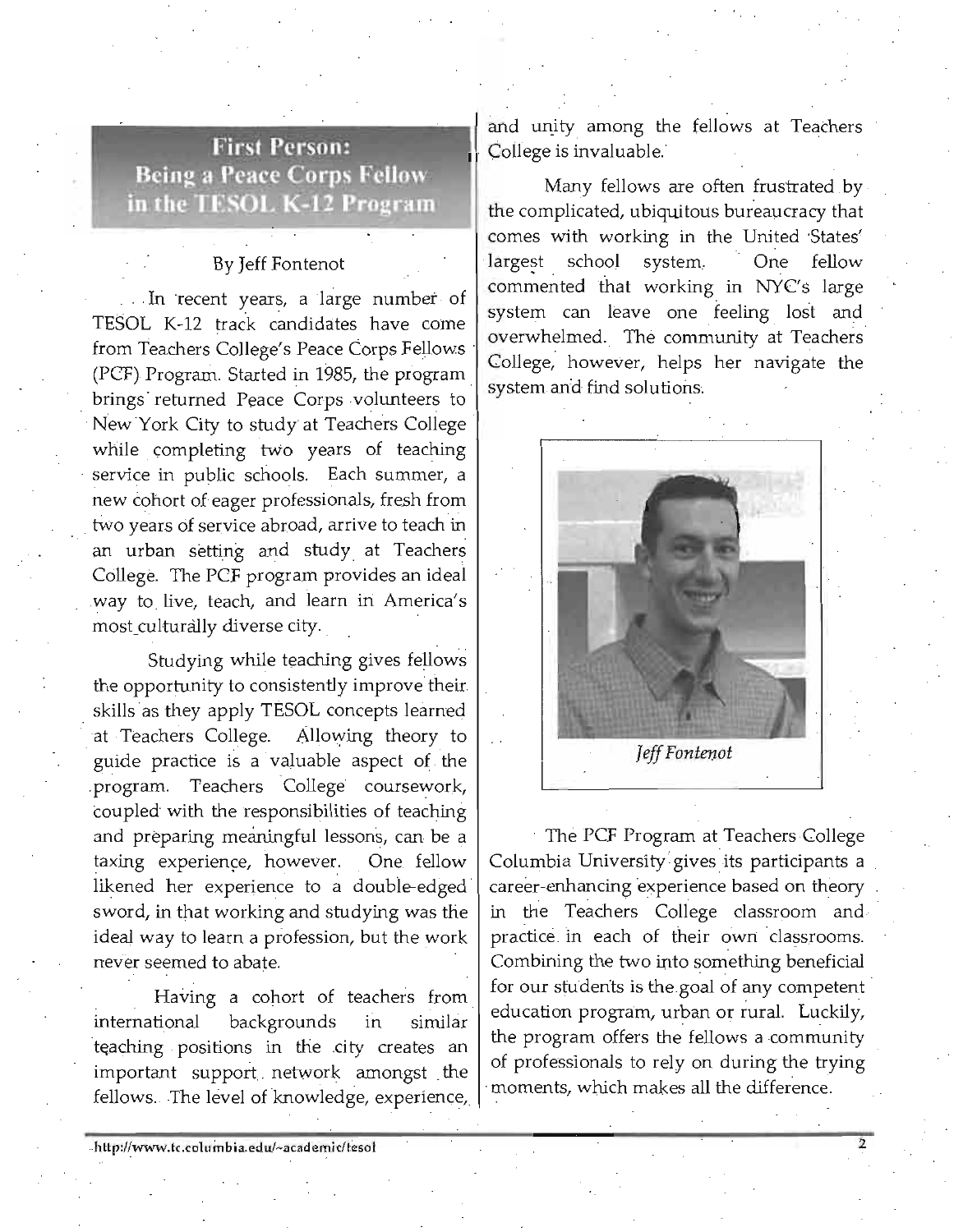## First Person: Being a Peace Corps Fellow in the TESOL K-12 Program

By Jeff Fontenot

In recent years, a large number of TESOL K-12 track candidates have come from Teachers College's Peace Corps Fellows (PCF) Program. Started in 1985, the program brings returned Peace Corps volunteers to New York City to study at Teachers College while completing two years of teaching service in public schools. Each summer, a new cohort of eager professionals, fresh from two years of service abroad, arrive to teach in an urban setting and study at Teachers College. The PCF program provides an ideal way to live, teach, and learn in America's most culturally diverse city.

Studying while teaching gives fellows the opportunity to consistently improve their skills as they apply TESOL concepts learned at Teachers College. Allowing theory to guide practice is a valuable aspect of the program. Teachers College coursework, coupled with the responsibilities of teaching and preparing meaningful lessons, can be a taxing experience, however. One fellow likened her experience to a double-edged sword, in that working and studying was the ideal way to learn a profession, but the work never seemed to abate.

Having a cohort of teachers from international backgrounds in similar teaching positions in the city creates an important support network amongst the fellows. The level of knowledge, experience, and unity among the fellows at Teachers College is invaluable.

Many fellows are often frustrated by the complicated, ubiquitous bureaucracy that comes with working in the United States' largest school system. One fellow commented that working in NYC's large system can leave one feeling lost and overwhelmed. The community at Teachers College, however, helps her navigate the system and find solutions.

*Jeff Fontenot*

The PCF Program at Teachers College Columbia University gives its participants a career-enhancing experience based on theory in the Teachers College classroom and practice in each of their own classrooms. Combining the two into something beneficial for our students is the goal of any competent education program, urban or rural. Luckily, the program offers the fellows a community of professionals to rely on during the trying moments, which makes all the difference.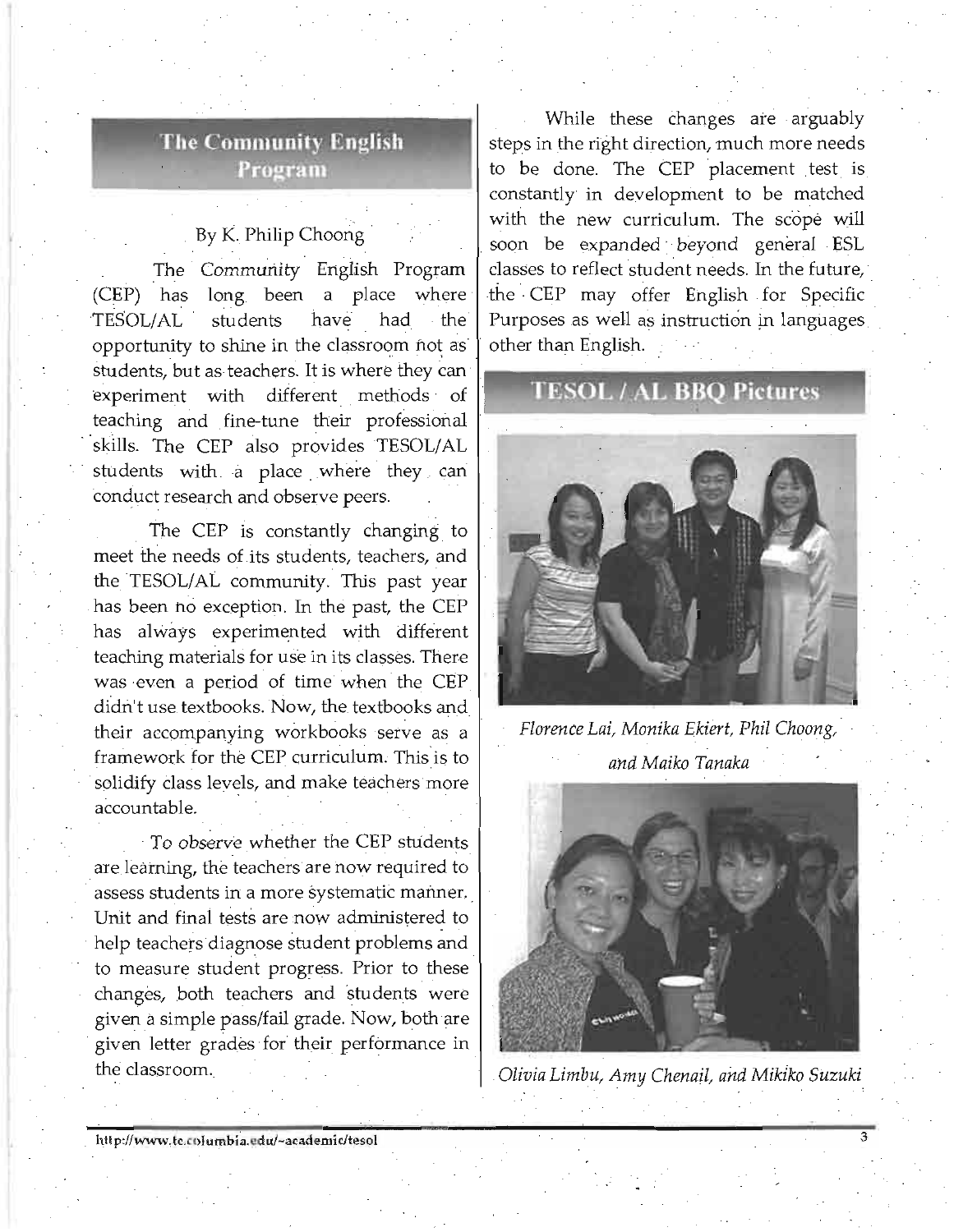## The Community English Program

By K. Philip Choong

The Community English Program (CEP) has long been a place where TESOL/AL students have had the opportunity to shine in the classroom not as students, but as teachers. It is where they can experiment with different methods of teaching and fine-tune their professional skills. The CEP also provides TESOL/AL students with a place where they can conduct research and observe peers.

The CEP is constantly changing to meet the needs of its students, teachers, and the TESOL/AL community. This past year has been no exception. In the past, the CEP has always experimented with different teaching materials for use in its classes. There was even a period of time when the CEP didn't use textbooks. Now, the textbooks and their accompanying workbooks serve as a framework for the CEP curriculum. This is to solidify class levels, and make teachers more accountable.

To observe whether the CEP students are learning, the teachers are now required to assess students in a more systematic manner. Unit and final tests are now administered to help teachers diagnose student problems and to measure student progress. Prior to these changes, both teachers and students were given a simple pass/fail grade. Now, both are given letter grades for their performance in the classroom.

While these changes are arguably steps in the right direction, much more needs to be done. The CEP placement test is constantly in development to be matched with the new curriculum. The scope will soon be expanded beyond general ESL classes to reflect student needs. In the future, the CEP may offer English for Specific Purposes as well as instruction in languages other than English.

## TESOL / AL BBQ Pictures

*Florence Lai, Monika Ekiert, Phil Choong, and Maiko Tanaka*

*Olivia Limbu, Amy Chenail, and Mikiko Suzuki*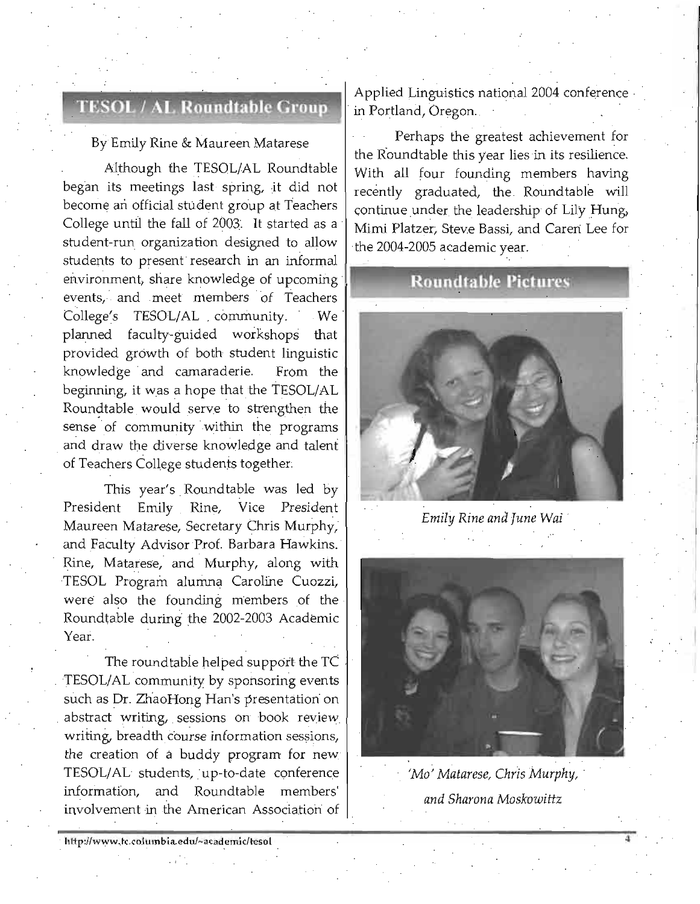## TESOL / AL Roundtable Group

By Emily Rine & Maureen Matarese

Although the TESOL/AL Roundtable began its meetings last spring, it did not become an official student group at Teachers College until the fall of 2003. It started as a student-run organization designed to allow students to present research in an informal environment, share knowledge of upcoming events, and meet members of Teachers College's TESOL/AL community. We planned faculty-guided workshops that provided growth of both student linguistic knowledge and camaraderie. From the beginning, it was a hope that the TESOL/AL Roundtable would serve to strengthen the sense of community within the programs and draw the diverse knowledge and talent of Teachers College students together.

This year's Roundtable was led by President Emily Rine, Vice President Maureen Matarese, Secretary Chris Murphy, and Faculty Advisor Prof. Barbara Hawkins. Rine, Matarese, and Murphy, along with TESOL Program alumna Caroline Cuozzi, were also the founding members of the Roundtable during the 2002-2003 Academic Year.

The roundtable helped support the TC TESOL/AL community by sponsoring events such as Dr. ZhaoHong Han's presentation on abstract writing, sessions on book review writing, breadth course information sessions, the creation of a buddy program for new TESOL/AL students, up-to-date conference information, and Roundtable members' involvement in the American Association of Applied Linguistics national 2004 conference in Portland, Oregon.

Perhaps the greatest achievement for the Roundtable this year lies in its resilience. With all four founding members having recently graduated, the Roundtable will continue under the leadership of Lily Hung, Mimi Platzer, Steve Bassi, and Caren Lee for the 2004-2005 academic year.

## Roundtable Pictures

*Emily Rine and June Wai*

*'Mo' Matarese, Chris Murphy, and Sharona Moskowittz*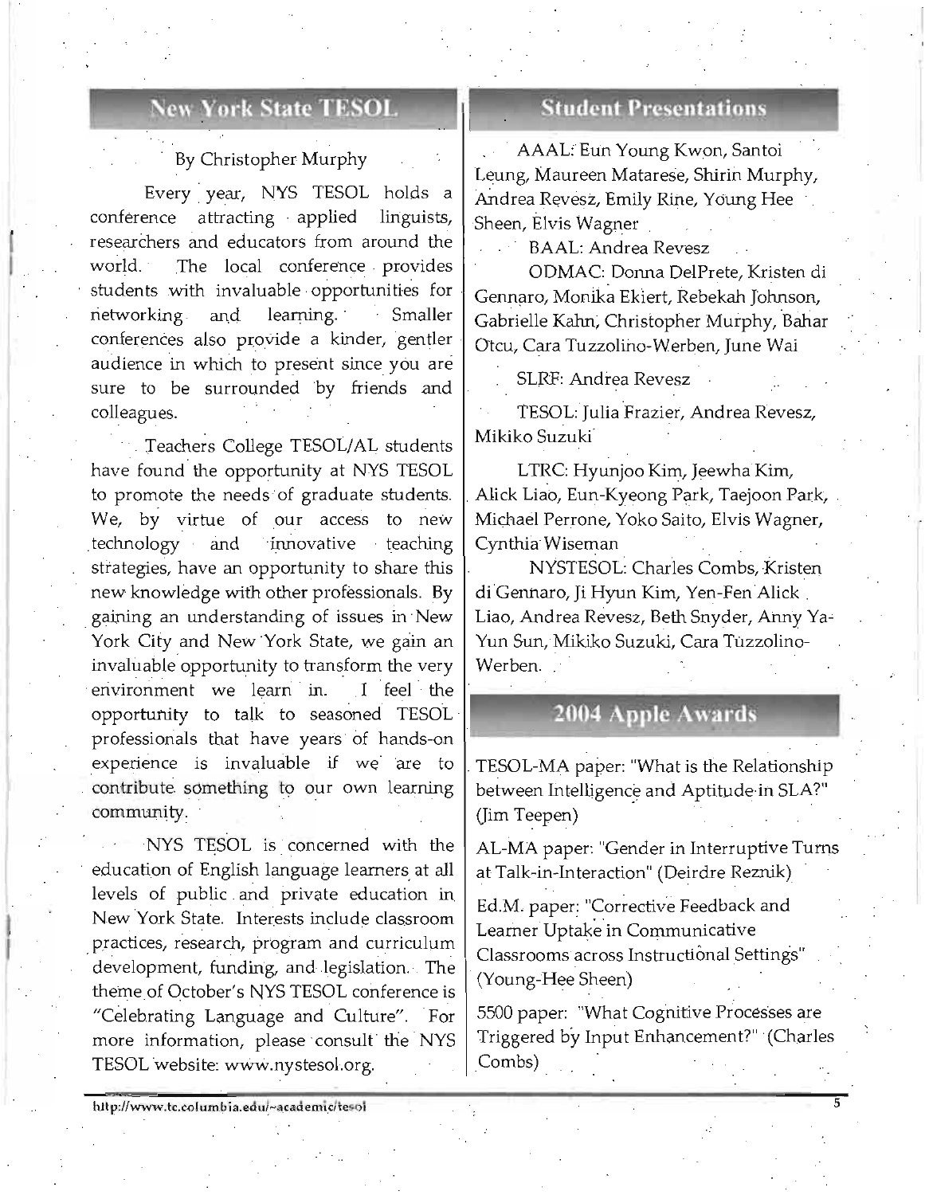## New York State TESOL

By Christopher Murphy

Every year, NYS TESOL holds a conference attracting applied linguists, researchers and educators from around the world. The local conference provides students with invaluable opportunities for networking and learning. Smaller conferences also provide a kinder, gentler audience in which to present since you are sure to be surrounded by friends and colleagues.

Teachers College TESOL/AL students have found the opportunity at NYS TESOL to promote the needs of graduate students. We, by virtue of our access to new technology and innovative teaching strategies, have an opportunity to share this new knowledge with other professionals. By gaining an understanding of issues in New York City and New York State, we gain an invaluable opportunity to transform the very environment we learn in. I feel the opportunity to talk to seasoned TESOL professionals that have years of hands-on experience is invaluable if we are to contribute something to our own learning community.

NYS TESOL is concerned with the education of English language learners at all levels of public and private education in New York State. Interests include classroom practices, research, program and curriculum development, funding, and legislation. The theme of October's NYS TESOL conference is "Celebrating Language and Culture". For more information, please consult the NYS TESOL website: www.nystesol.org.

## Student Presentations

AAAL: Eun Young Kwon, Santoi Leung, Maureen Matarese, Shirin Murphy, Andrea Revesz, Emily Rine, Young Hee Sheen, Elvis Wagner

BAAL: Andrea Revesz

ODMAC: Donna DelPrete, Kristen di Gennaro, Monika Ekiert, Rebekah Johnson, Gabrielle Kahn, Christopher Murphy, Bahar Otcu, Cara Tuzzolino-Werben, June Wai

SLRF: Andrea Revesz

TESOL: Julia Frazier, Andrea Revesz, Mikiko Suzuki

LTRC: Hyunjoo Kim, Jeewha Kim, Alick Liao, Eun-Kyeong Park, Taejoon Park, Michael Perrone, Yoko Saito, Elvis Wagner, Cynthia Wiseman

NYSTESOL: Charles Combs, Kristen di Gennaro, Ji Hyun Kim, Yen-Fen Alick Liao, Andrea Revesz, Beth Snyder, Anny Ya-Yun Sun, Mikiko Suzuki, Cara Tuzzolino-Werben.

## 2004 Apple Awards

TESOL-MA paper: "What is the Relationship between Intelligence and Aptitude in SLA?" (Jim Teepen)

AL-MA paper: "Gender in Interruptive Turns at Talk-in-Interaction" (Deirdre Reznik)

Ed.M. paper: "Corrective Feedback and Learner Uptake in Communicative Classrooms across Instructional Settings" (Young-Hee Sheen)

5500 paper: "What Cognitive Processes are Triggered by Input Enhancement?" (Charles Combs)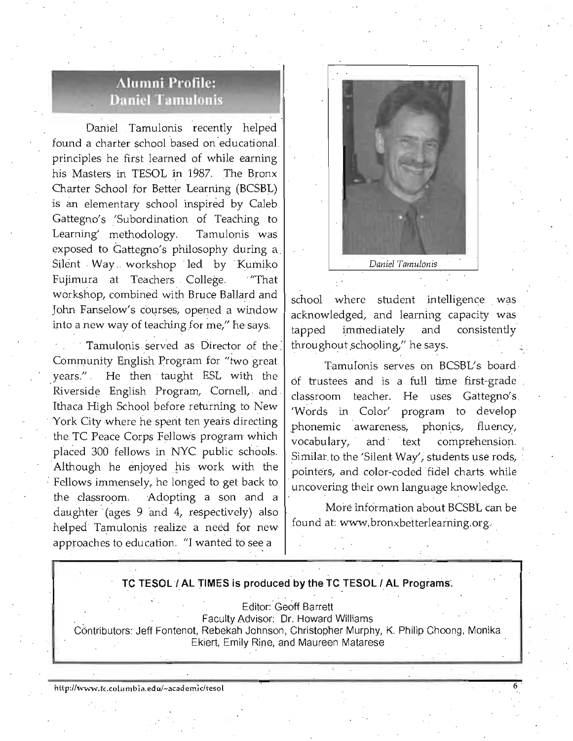## Alumni Profile: Daniel Tamulonis

Daniel Tamulonis recently helped found a charter school based on educational principles he first learned of while earning his Masters in TESOL in 1987. The Bronx Charter School for Better Learning (BCSBL) is an elementary school inspired by Caleb Gattegno's 'Subordination of Teaching to Learning' methodology. Tamulonis was exposed to Gattegno's philosophy during a Silent Way workshop led by Kumiko Fujimura at Teachers College. "That workshop, combined with Bruce Ballard and John Fanselow's courses, opened a window into a new way of teaching for me," he says.

Tamulonis served as Director of the Community English Program for "two great years." He then taught ESL with the Riverside English Program, Cornell, and Ithaca High School before returning to New York City where he spent ten years directing the TC Peace Corps Fellows program which placed 300 fellows in NYC public schools. Although he enjoyed his work with the Fellows immensely, he longed to get back to the classroom. Adopting a son and a daughter (ages 9 and 4, respectively) also helped Tamulonis realize a need for new approaches to education. "I wanted to see a school where student intelligence was acknowledged, and learning capacity was tapped immediately and consistently throughout schooling," he says.

*Daniel Tamulonis*

Tamulonis serves on BCSBL's board of trustees and is a full time first-grade classroom teacher. He uses Gattegno's 'Words in Color' program to develop phonemic awareness, phonics, fluency, vocabulary, and text comprehension. Similar to the 'Silent Way', students use rods, pointers, and color-coded fidel charts while uncovering their own language knowledge.

More information about BCSBL can be found at: www.bronxbetterlearning.org.

---

**TC TESOL / AL TIMES is produced by the TC TESOL / AL Programs.**

Editor: Geoff Barrett
Faculty Advisor: Dr. Howard Williams
Contributors: Jeff Fontenot, Rebekah Johnson, Christopher Murphy, K. Philip Choong, Monika Ekiert, Emily Rine, and Maureen Matarese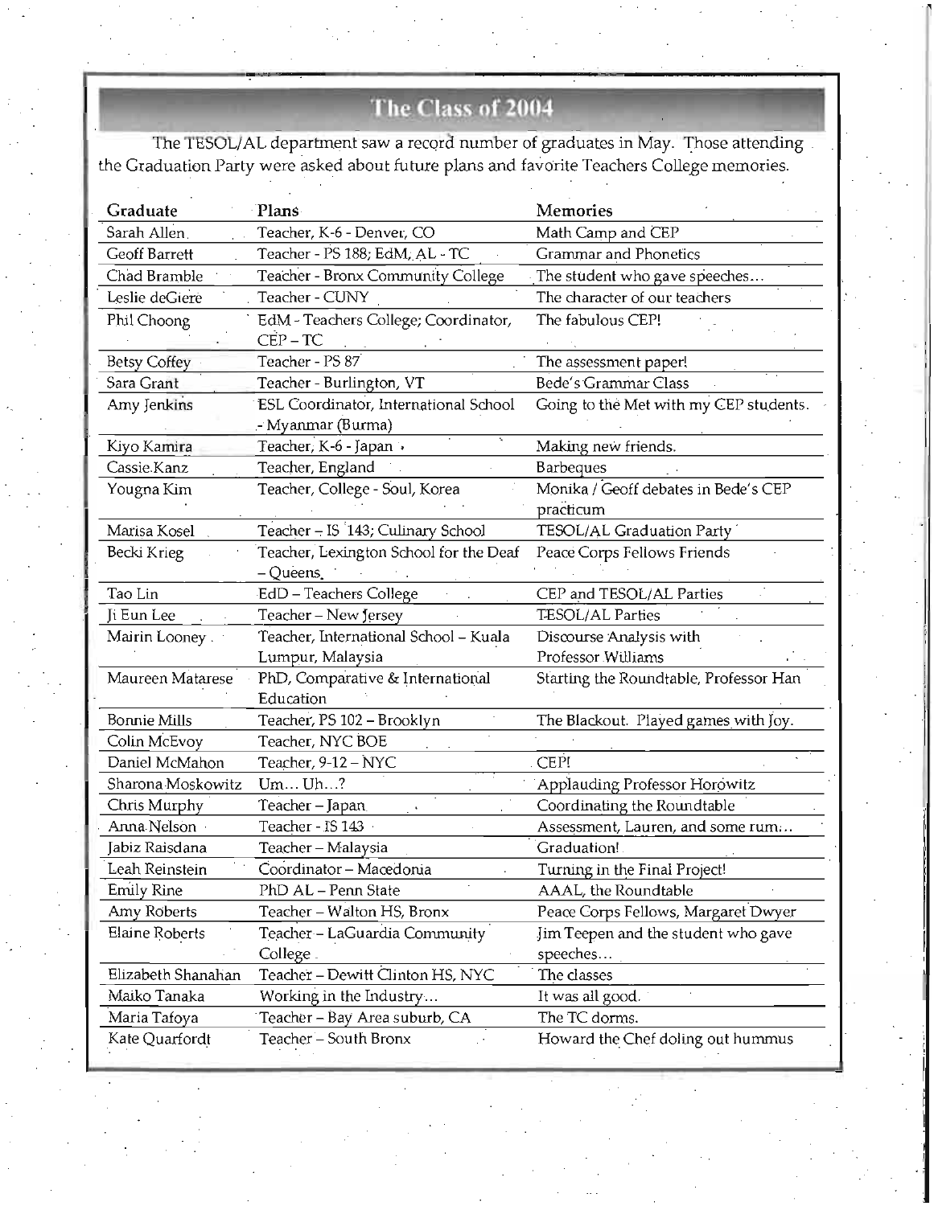## The Class of 2004

The TESOL/AL department saw a record number of graduates in May. Those attending the Graduation Party were asked about future plans and favorite Teachers College memories.

| Graduate | Plans | Memories |
|---|---|---|
| Sarah Allen | Teacher, K-6 - Denver, CO | Math Camp and CEP |
| Geoff Barrett | Teacher - PS 188; EdM, AL - TC | Grammar and Phonetics |
| Chad Bramble | Teacher - Bronx Community College | The student who gave speeches... |
| Leslie deGiere | Teacher - CUNY | The character of our teachers |
| Phil Choong | EdM - Teachers College; Coordinator, CEP – TC | The fabulous CEP! |
| Betsy Coffey | Teacher - PS 87 | The assessment paper! |
| Sara Grant | Teacher - Burlington, VT | Bede's Grammar Class |
| Amy Jenkins | ESL Coordinator, International School - Myanmar (Burma) | Going to the Met with my CEP students. |
| Kiyo Kamira | Teacher, K-6 - Japan | Making new friends. |
| Cassie Kanz | Teacher, England | Barbeques |
| Yougna Kim | Teacher, College - Soul, Korea | Monika / Geoff debates in Bede's CEP practicum |
| Marisa Kosel | Teacher – IS 143; Culinary School | TESOL/AL Graduation Party |
| Becki Krieg | Teacher, Lexington School for the Deaf – Queens | Peace Corps Fellows Friends |
| Tao Lin | EdD – Teachers College | CEP and TESOL/AL Parties |
| Ji Eun Lee | Teacher – New Jersey | TESOL/AL Parties |
| Mairin Looney | Teacher, International School – Kuala Lumpur, Malaysia | Discourse Analysis with Professor Williams |
| Maureen Matarese | PhD, Comparative & International Education | Starting the Roundtable, Professor Han |
| Bonnie Mills | Teacher, PS 102 – Brooklyn | The Blackout. Played games with Joy. |
| Colin McEvoy | Teacher, NYC BOE | |
| Daniel McMahon | Teacher, 9-12 – NYC | CEP! |
| Sharona Moskowitz | Um... Uh...? | Applauding Professor Horowitz |
| Chris Murphy | Teacher – Japan | Coordinating the Roundtable |
| Anna Nelson | Teacher - IS 143 | Assessment, Lauren, and some rum... |
| Jabiz Raisdana | Teacher – Malaysia | Graduation! |
| Leah Reinstein | Coordinator – Macedonia | Turning in the Final Project! |
| Emily Rine | PhD AL – Penn State | AAAL, the Roundtable |
| Amy Roberts | Teacher – Walton HS, Bronx | Peace Corps Fellows, Margaret Dwyer |
| Elaine Roberts | Teacher – LaGuardia Community College | Jim Teepen and the student who gave speeches... |
| Elizabeth Shanahan | Teacher – Dewitt Clinton HS, NYC | The classes |
| Maiko Tanaka | Working in the Industry... | It was all good. |
| Maria Tafoya | Teacher – Bay Area suburb, CA | The TC dorms. |
| Kate Quarfordt | Teacher – South Bronx | Howard the Chef doling out hummus |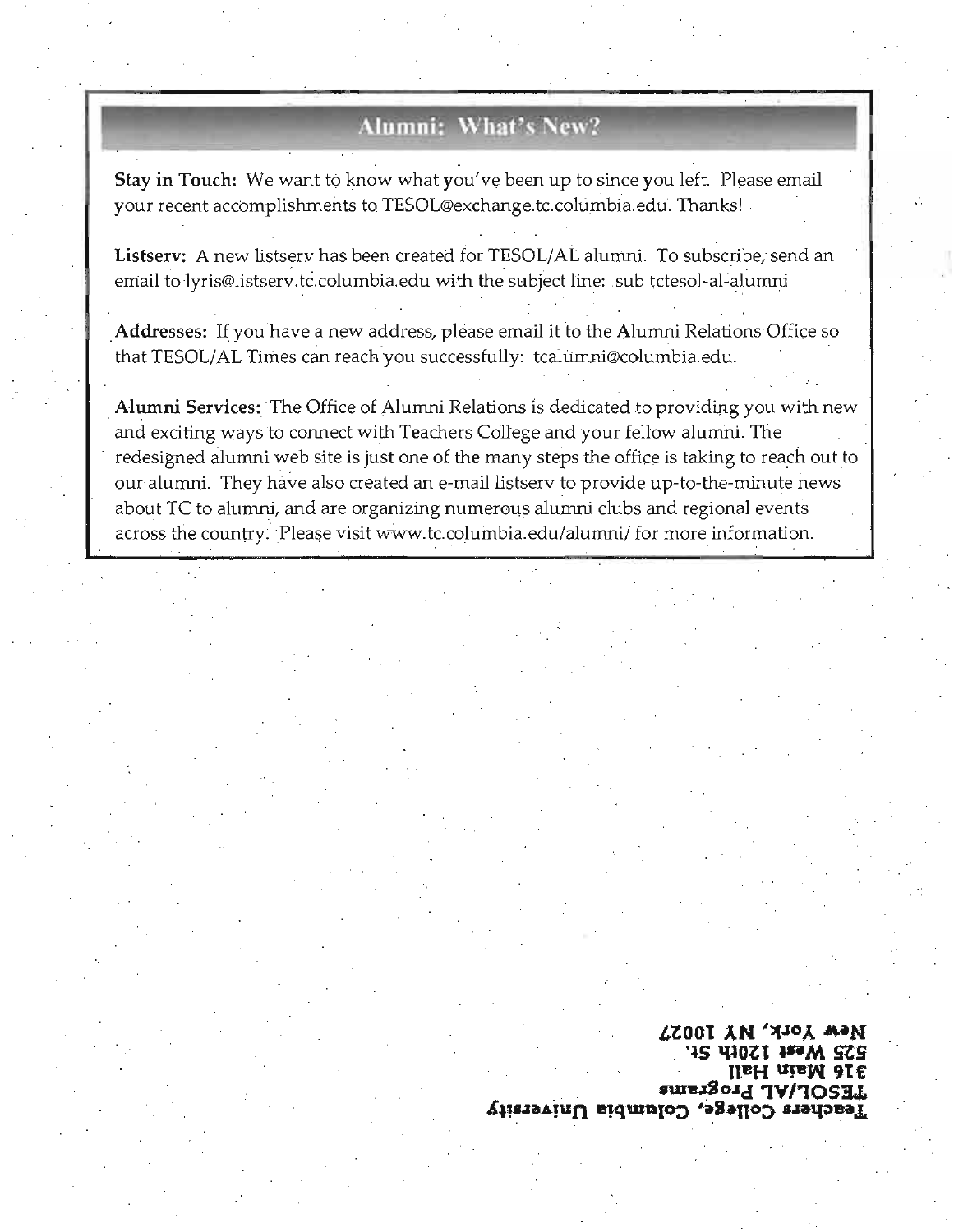## Alumni: What's New?

**Stay in Touch:** We want to know what you've been up to since you left. Please email your recent accomplishments to TESOL@exchange.tc.columbia.edu. Thanks!

**Listserv:** A new listserv has been created for TESOL/AL alumni. To subscribe, send an email to lyris@listserv.tc.columbia.edu with the subject line: sub tctesol-al-alumni

**Addresses:** If you have a new address, please email it to the Alumni Relations Office so that TESOL/AL Times can reach you successfully: tcalumni@columbia.edu.

**Alumni Services:** The Office of Alumni Relations is dedicated to providing you with new and exciting ways to connect with Teachers College and your fellow alumni. The redesigned alumni web site is just one of the many steps the office is taking to reach out to our alumni. They have also created an e-mail listserv to provide up-to-the-minute news about TC to alumni, and are organizing numerous alumni clubs and regional events across the country. Please visit www.tc.columbia.edu/alumni/ for more information.

Teachers College, Columbia University
TESOL/AL Programs
316 Main Hall
525 West 120th St.
New York, NY 10027